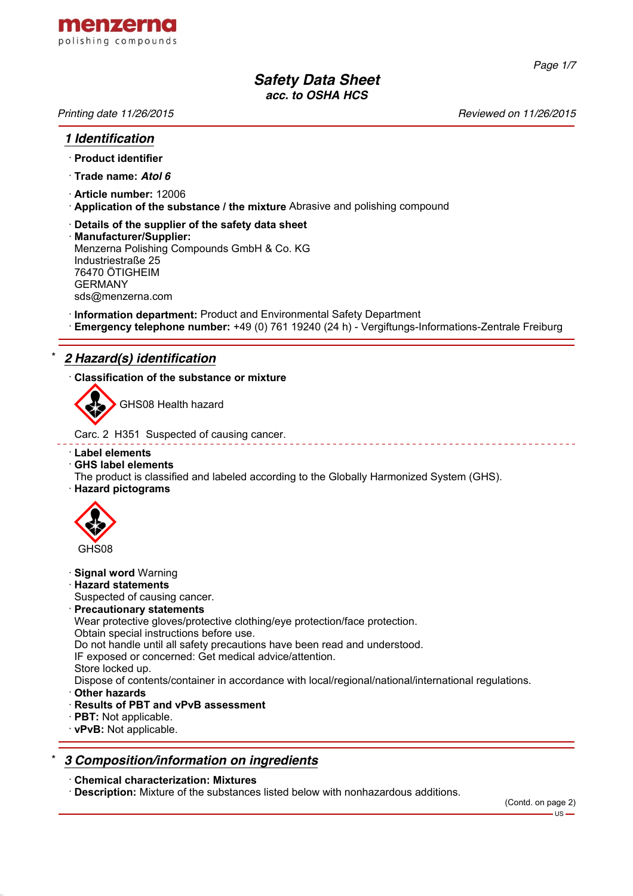menzerna
polishing compounds

# Safety Data Sheet
**acc. to OSHA HCS**

*Printing date 11/26/2015* *Reviewed on 11/26/2015*

## 1 Identification

· **Product identifier**

· **Trade name:** ***Atol 6***

· **Article number:** 12006
· **Application of the substance / the mixture** Abrasive and polishing compound

· **Details of the supplier of the safety data sheet**
· **Manufacturer/Supplier:**
Menzerna Polishing Compounds GmbH & Co. KG
Industriestraße 25
76470 ÖTIGHEIM
GERMANY
sds@menzerna.com

· **Information department:** Product and Environmental Safety Department
· **Emergency telephone number:** +49 (0) 761 19240 (24 h) - Vergiftungs-Informations-Zentrale Freiburg

## * 2 Hazard(s) identification

· **Classification of the substance or mixture**

GHS08 Health hazard

Carc. 2 H351 Suspected of causing cancer.

· **Label elements**
· **GHS label elements**
The product is classified and labeled according to the Globally Harmonized System (GHS).
· **Hazard pictograms**

GHS08

· **Signal word** Warning
· **Hazard statements**
Suspected of causing cancer.
· **Precautionary statements**
Wear protective gloves/protective clothing/eye protection/face protection.
Obtain special instructions before use.
Do not handle until all safety precautions have been read and understood.
IF exposed or concerned: Get medical advice/attention.
Store locked up.
Dispose of contents/container in accordance with local/regional/national/international regulations.
· **Other hazards**
· **Results of PBT and vPvB assessment**
· **PBT:** Not applicable.
· **vPvB:** Not applicable.

## * 3 Composition/information on ingredients

· **Chemical characterization: Mixtures**
· **Description:** Mixture of the substances listed below with nonhazardous additions.

(Contd. on page 2)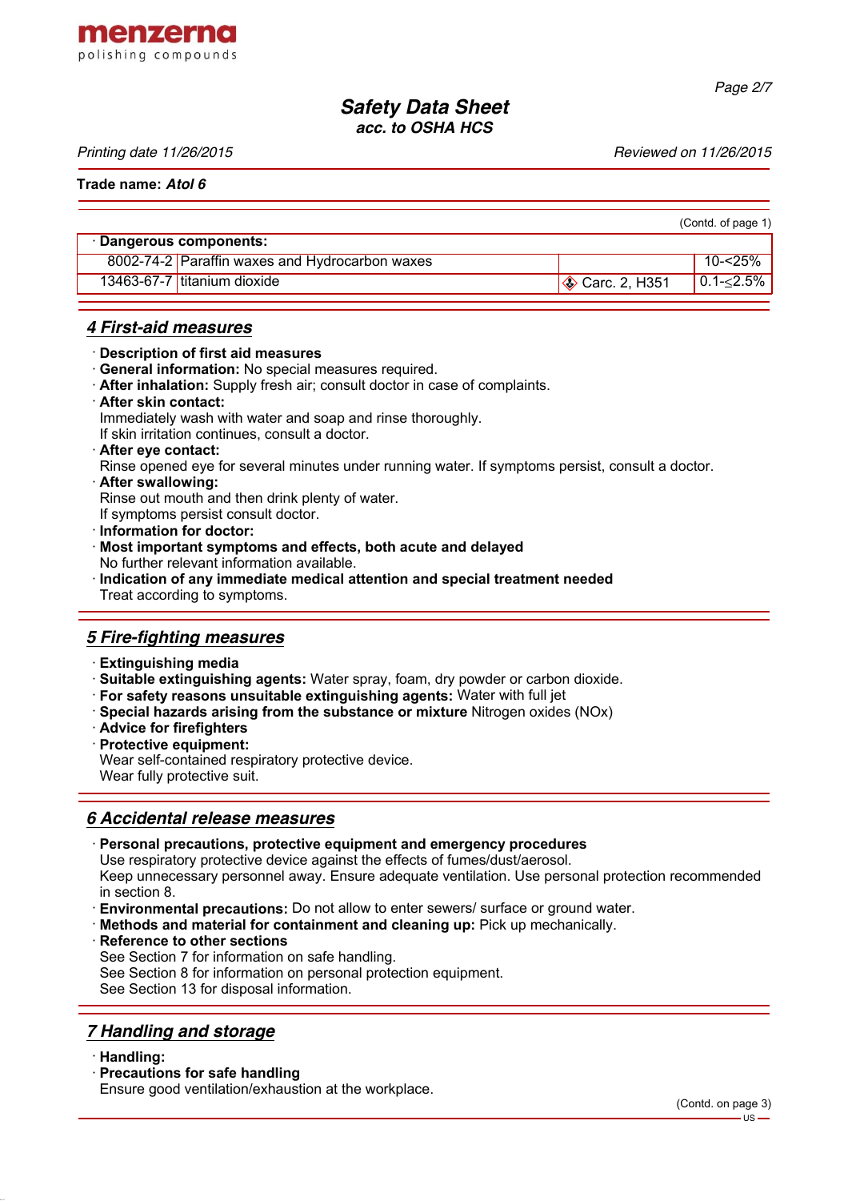Trade name: **Atol 6**

(Contd. of page 1)

| · Dangerous components: | | | |
|---|---|---|---|
| 8002-74-2 | Paraffin waxes and Hydrocarbon waxes | | 10-<25% |
| 13463-67-7 | titanium dioxide | Carc. 2, H351 | 0.1-≤2.5% |

## 4 First-aid measures

· **Description of first aid measures**
· **General information:** No special measures required.
· **After inhalation:** Supply fresh air; consult doctor in case of complaints.
· **After skin contact:**
Immediately wash with water and soap and rinse thoroughly.
If skin irritation continues, consult a doctor.
· **After eye contact:**
Rinse opened eye for several minutes under running water. If symptoms persist, consult a doctor.
· **After swallowing:**
Rinse out mouth and then drink plenty of water.
If symptoms persist consult doctor.
· **Information for doctor:**
· **Most important symptoms and effects, both acute and delayed**
No further relevant information available.
· **Indication of any immediate medical attention and special treatment needed**
Treat according to symptoms.

## 5 Fire-fighting measures

· **Extinguishing media**
· **Suitable extinguishing agents:** Water spray, foam, dry powder or carbon dioxide.
· **For safety reasons unsuitable extinguishing agents:** Water with full jet
· **Special hazards arising from the substance or mixture** Nitrogen oxides (NOx)
· **Advice for firefighters**
· **Protective equipment:**
Wear self-contained respiratory protective device.
Wear fully protective suit.

## 6 Accidental release measures

· **Personal precautions, protective equipment and emergency procedures**
Use respiratory protective device against the effects of fumes/dust/aerosol.
Keep unnecessary personnel away. Ensure adequate ventilation. Use personal protection recommended in section 8.
· **Environmental precautions:** Do not allow to enter sewers/ surface or ground water.
· **Methods and material for containment and cleaning up:** Pick up mechanically.
· **Reference to other sections**
See Section 7 for information on safe handling.
See Section 8 for information on personal protection equipment.
See Section 13 for disposal information.

## 7 Handling and storage

· **Handling:**
· **Precautions for safe handling**
Ensure good ventilation/exhaustion at the workplace.

(Contd. on page 3)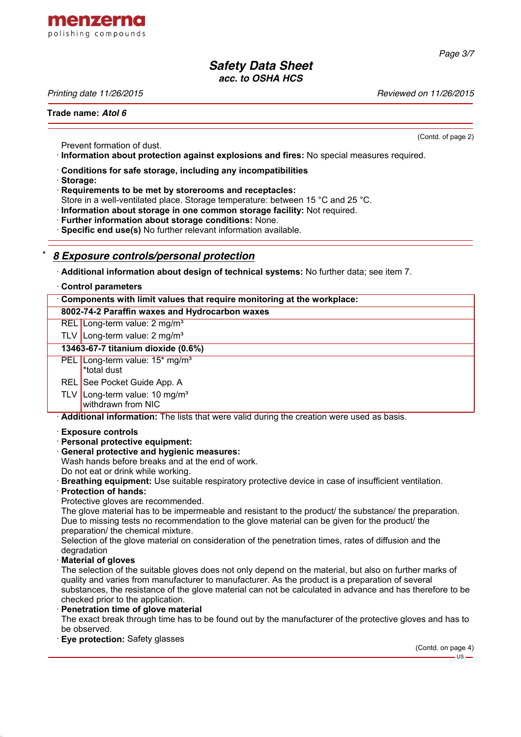Trade name: ***Atol 6***

(Contd. of page 2)

Prevent formation of dust.

· **Information about protection against explosions and fires:** No special measures required.

· **Conditions for safe storage, including any incompatibilities**
· **Storage:**
· **Requirements to be met by storerooms and receptacles:**
Store in a well-ventilated place. Storage temperature: between 15 °C and 25 °C.
· **Information about storage in one common storage facility:** Not required.
· **Further information about storage conditions:** None.
· **Specific end use(s)** No further relevant information available.

## * *8 Exposure controls/personal protection*

· **Additional information about design of technical systems:** No further data; see item 7.

· **Control parameters**

| · **Components with limit values that require monitoring at the workplace:** | |
|---|---|
| **8002-74-2 Paraffin waxes and Hydrocarbon waxes** | |
| REL | Long-term value: 2 mg/m³ |
| TLV | Long-term value: 2 mg/m³ |
| **13463-67-7 titanium dioxide (0.6%)** | |
| PEL | Long-term value: 15* mg/m³ *total dust |
| REL | See Pocket Guide App. A |
| TLV | Long-term value: 10 mg/m³ withdrawn from NIC |

· **Additional information:** The lists that were valid during the creation were used as basis.

· **Exposure controls**
· **Personal protective equipment:**
· **General protective and hygienic measures:**
Wash hands before breaks and at the end of work.
Do not eat or drink while working.
· **Breathing equipment:** Use suitable respiratory protective device in case of insufficient ventilation.
· **Protection of hands:**
Protective gloves are recommended.
The glove material has to be impermeable and resistant to the product/ the substance/ the preparation.
Due to missing tests no recommendation to the glove material can be given for the product/ the preparation/ the chemical mixture.
Selection of the glove material on consideration of the penetration times, rates of diffusion and the degradation
· **Material of gloves**
The selection of the suitable gloves does not only depend on the material, but also on further marks of quality and varies from manufacturer to manufacturer. As the product is a preparation of several substances, the resistance of the glove material can not be calculated in advance and has therefore to be checked prior to the application.
· **Penetration time of glove material**
The exact break through time has to be found out by the manufacturer of the protective gloves and has to be observed.
· **Eye protection:** Safety glasses

(Contd. on page 4)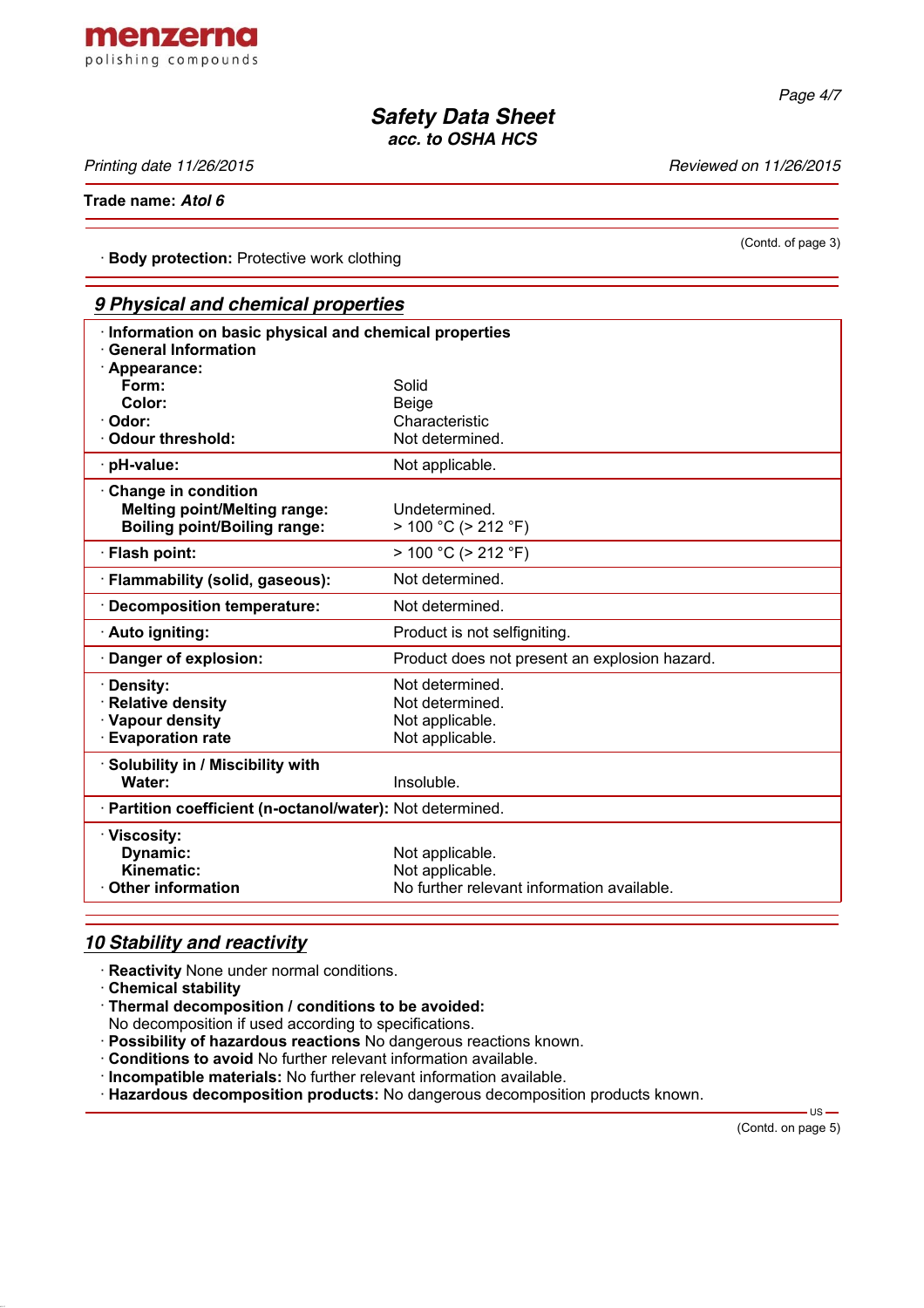Trade name: *Atol 6*

(Contd. of page 3)

· **Body protection:** Protective work clothing

## 9 Physical and chemical properties

| · **Information on basic physical and chemical properties** | |
|---|---|
| · **General Information** | |
| · **Appearance:** | |
| **Form:** | Solid |
| **Color:** | Beige |
| · **Odor:** | Characteristic |
| · **Odour threshold:** | Not determined. |
| · **pH-value:** | Not applicable. |
| · **Change in condition** | |
| **Melting point/Melting range:** | Undetermined. |
| **Boiling point/Boiling range:** | > 100 °C (> 212 °F) |
| · **Flash point:** | > 100 °C (> 212 °F) |
| · **Flammability (solid, gaseous):** | Not determined. |
| · **Decomposition temperature:** | Not determined. |
| · **Auto igniting:** | Product is not selfigniting. |
| · **Danger of explosion:** | Product does not present an explosion hazard. |
| · **Density:** | Not determined. |
| · **Relative density** | Not determined. |
| · **Vapour density** | Not applicable. |
| · **Evaporation rate** | Not applicable. |
| · **Solubility in / Miscibility with** | |
| **Water:** | Insoluble. |
| · **Partition coefficient (n-octanol/water):** | Not determined. |
| · **Viscosity:** | |
| **Dynamic:** | Not applicable. |
| **Kinematic:** | Not applicable. |
| · **Other information** | No further relevant information available. |

## 10 Stability and reactivity

· **Reactivity** None under normal conditions.
· **Chemical stability**
· **Thermal decomposition / conditions to be avoided:**
No decomposition if used according to specifications.
· **Possibility of hazardous reactions** No dangerous reactions known.
· **Conditions to avoid** No further relevant information available.
· **Incompatible materials:** No further relevant information available.
· **Hazardous decomposition products:** No dangerous decomposition products known.

(Contd. on page 5)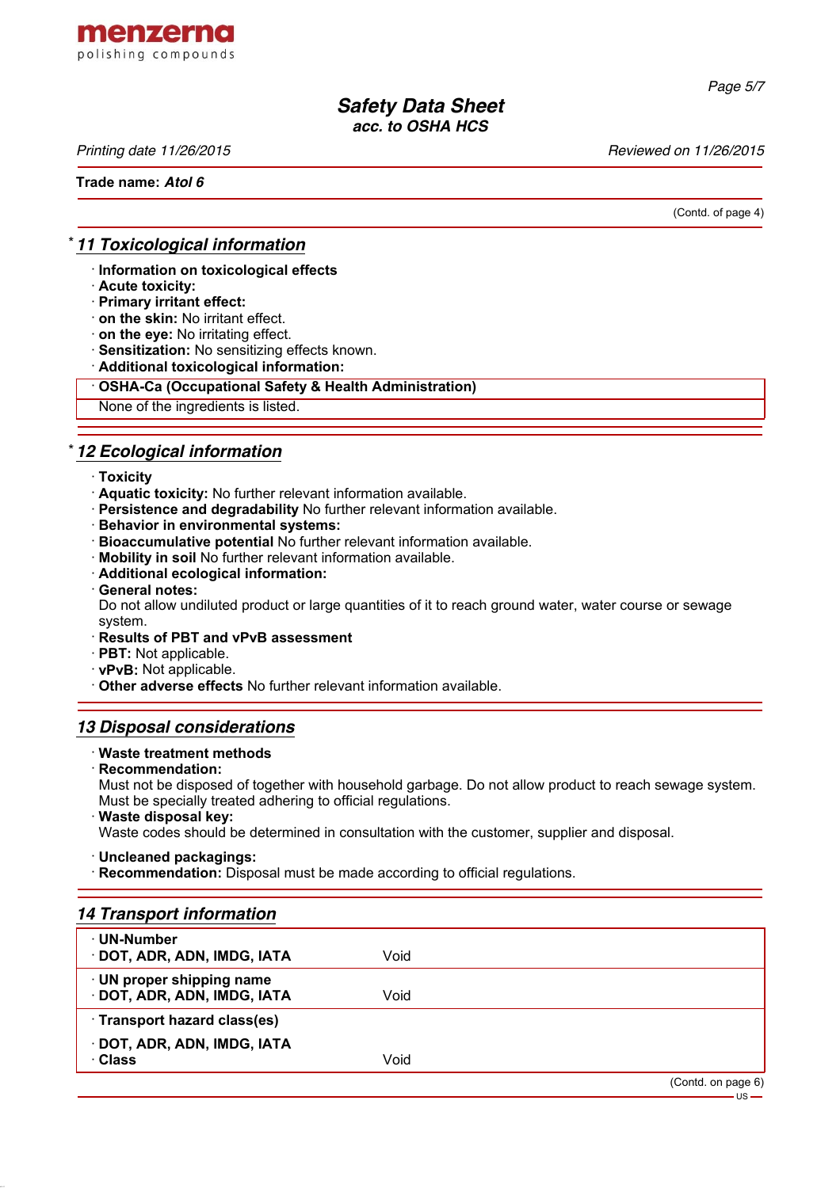Trade name: **Atol 6**

(Contd. of page 4)

## * 11 Toxicological information

· **Information on toxicological effects**
· **Acute toxicity:**
· **Primary irritant effect:**
· **on the skin:** No irritant effect.
· **on the eye:** No irritating effect.
· **Sensitization:** No sensitizing effects known.
· **Additional toxicological information:**

| · OSHA-Ca (Occupational Safety & Health Administration) |
|---|
| None of the ingredients is listed. |

## * 12 Ecological information

· **Toxicity**
· **Aquatic toxicity:** No further relevant information available.
· **Persistence and degradability** No further relevant information available.
· **Behavior in environmental systems:**
· **Bioaccumulative potential** No further relevant information available.
· **Mobility in soil** No further relevant information available.
· **Additional ecological information:**
· **General notes:**
Do not allow undiluted product or large quantities of it to reach ground water, water course or sewage system.
· **Results of PBT and vPvB assessment**
· **PBT:** Not applicable.
· **vPvB:** Not applicable.
· **Other adverse effects** No further relevant information available.

## 13 Disposal considerations

· **Waste treatment methods**
· **Recommendation:**
Must not be disposed of together with household garbage. Do not allow product to reach sewage system. Must be specially treated adhering to official regulations.
· **Waste disposal key:**
Waste codes should be determined in consultation with the customer, supplier and disposal.

· **Uncleaned packagings:**
· **Recommendation:** Disposal must be made according to official regulations.

## 14 Transport information

| · UN-Number | |
|---|---|
| · DOT, ADR, ADN, IMDG, IATA | Void |
| · UN proper shipping name | |
| · DOT, ADR, ADN, IMDG, IATA | Void |
| · Transport hazard class(es) | |
| · DOT, ADR, ADN, IMDG, IATA | |
| · Class | Void |

(Contd. on page 6)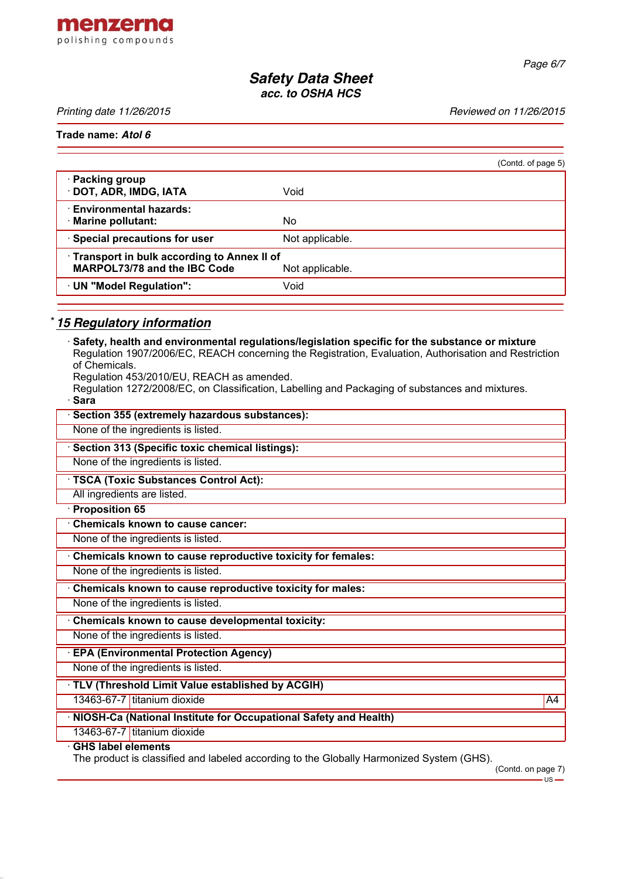**Safety Data Sheet**
**acc. to OSHA HCS**

Printing date 11/26/2015 | Reviewed on 11/26/2015

**Trade name: *Atol 6***

(Contd. of page 5)

| | |
|---|---|
| · **Packing group** · **DOT, ADR, IMDG, IATA** | Void |
| · **Environmental hazards:** · **Marine pollutant:** | No |
| · **Special precautions for user** | Not applicable. |
| · **Transport in bulk according to Annex II of MARPOL73/78 and the IBC Code** | Not applicable. |
| · **UN "Model Regulation":** | Void |

## * 15 Regulatory information

· **Safety, health and environmental regulations/legislation specific for the substance or mixture**
Regulation 1907/2006/EC, REACH concerning the Registration, Evaluation, Authorisation and Restriction of Chemicals.
Regulation 453/2010/EU, REACH as amended.
Regulation 1272/2008/EC, on Classification, Labelling and Packaging of substances and mixtures.

· **Sara**

· **Section 355 (extremely hazardous substances):**
None of the ingredients is listed.

· **Section 313 (Specific toxic chemical listings):**
None of the ingredients is listed.

· **TSCA (Toxic Substances Control Act):**
All ingredients are listed.

· **Proposition 65**

· **Chemicals known to cause cancer:**
None of the ingredients is listed.

· **Chemicals known to cause reproductive toxicity for females:**
None of the ingredients is listed.

· **Chemicals known to cause reproductive toxicity for males:**
None of the ingredients is listed.

· **Chemicals known to cause developmental toxicity:**
None of the ingredients is listed.

· **EPA (Environmental Protection Agency)**
None of the ingredients is listed.

· **TLV (Threshold Limit Value established by ACGIH)**

| | | |
|---|---|---|
| 13463-67-7 | titanium dioxide | A4 |

· **NIOSH-Ca (National Institute for Occupational Safety and Health)**

| | |
|---|---|
| 13463-67-7 | titanium dioxide |

· **GHS label elements**
The product is classified and labeled according to the Globally Harmonized System (GHS).

(Contd. on page 7)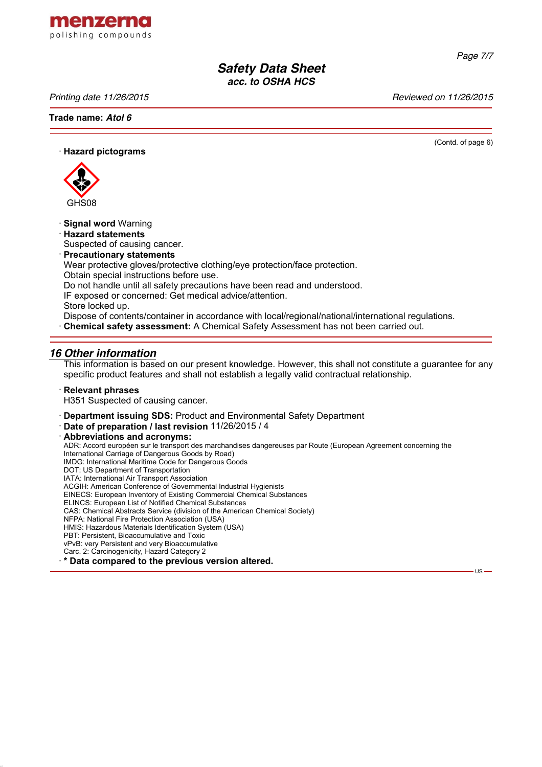(Contd. of page 6)

· **Hazard pictograms**

GHS08

· **Signal word** Warning
· **Hazard statements**
Suspected of causing cancer.
· **Precautionary statements**
Wear protective gloves/protective clothing/eye protection/face protection.
Obtain special instructions before use.
Do not handle until all safety precautions have been read and understood.
IF exposed or concerned: Get medical advice/attention.
Store locked up.
Dispose of contents/container in accordance with local/regional/national/international regulations.
· **Chemical safety assessment:** A Chemical Safety Assessment has not been carried out.

## 16 Other information

This information is based on our present knowledge. However, this shall not constitute a guarantee for any specific product features and shall not establish a legally valid contractual relationship.

· **Relevant phrases**
H351 Suspected of causing cancer.

· **Department issuing SDS:** Product and Environmental Safety Department
· **Date of preparation / last revision** 11/26/2015 / 4
· **Abbreviations and acronyms:**
ADR: Accord européen sur le transport des marchandises dangereuses par Route (European Agreement concerning the International Carriage of Dangerous Goods by Road)
IMDG: International Maritime Code for Dangerous Goods
DOT: US Department of Transportation
IATA: International Air Transport Association
ACGIH: American Conference of Governmental Industrial Hygienists
EINECS: European Inventory of Existing Commercial Chemical Substances
ELINCS: European List of Notified Chemical Substances
CAS: Chemical Abstracts Service (division of the American Chemical Society)
NFPA: National Fire Protection Association (USA)
HMIS: Hazardous Materials Identification System (USA)
PBT: Persistent, Bioaccumulative and Toxic
vPvB: very Persistent and very Bioaccumulative
Carc. 2: Carcinogenicity, Hazard Category 2
· *** Data compared to the previous version altered.**